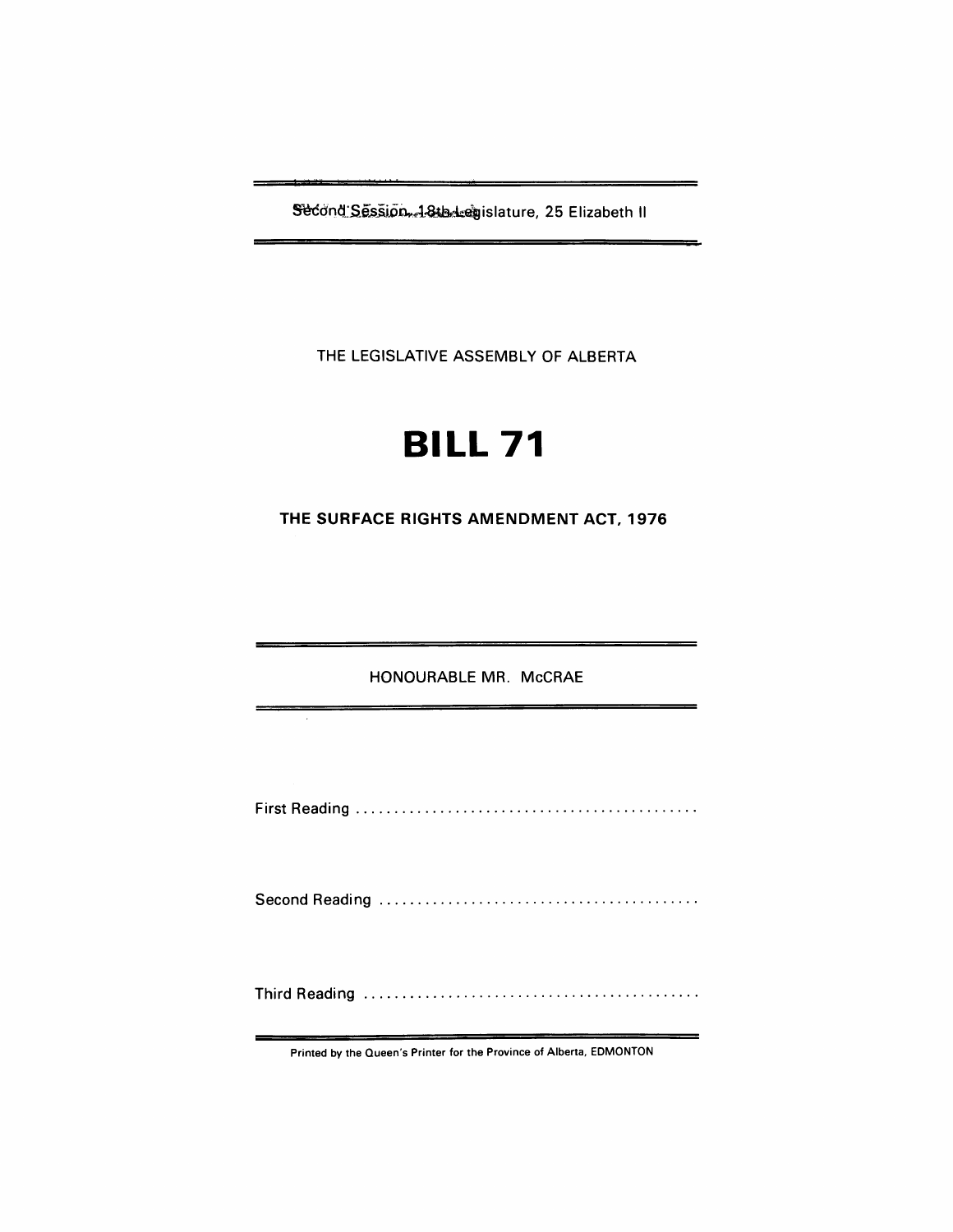Second Session, 18th Legislature, 25 Elizabeth II

THE LEGISLATIVE ASSEMBLY OF ALBERTA

# BILL 71

## THE SURFACE RIGHTS AMENDMENT ACT, 1976

HONOURABLE MR. McCRAE

First Reading .............................................

Second Reading ..........................................

Third Reading ............................................

Printed by the Queen's Printer for the Province of Alberta, EDMONTON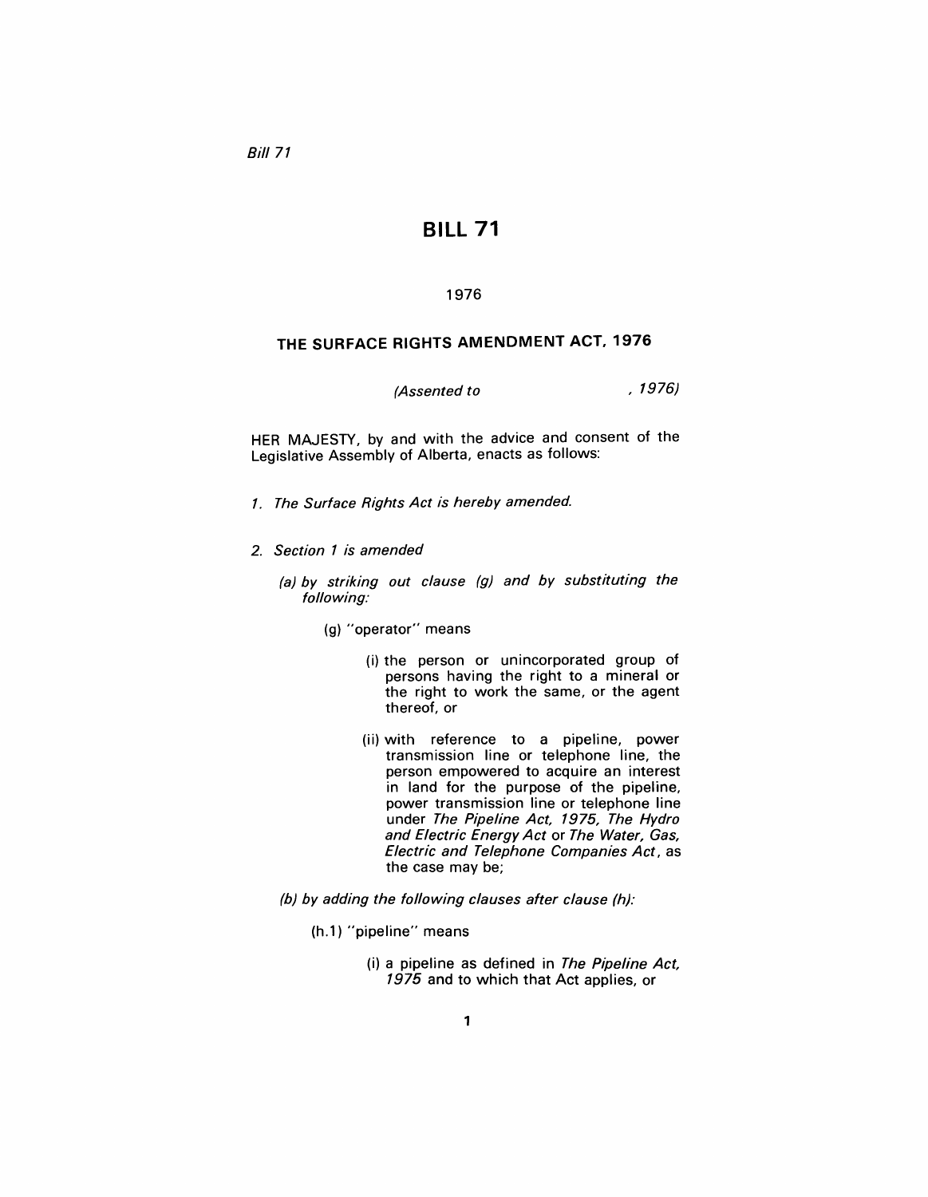# BILL 71

1976

## THE SURFACE RIGHTS AMENDMENT ACT, 1976

*(Assented to , 1976)*

HER MAJESTY, by and with the advice and consent of the Legislative Assembly of Alberta, enacts as follows:

*1. The Surface Rights Act is hereby amended.*

*2. Section 1 is amended*

*(a) by striking out clause (g) and by substituting the following:*

(g) "operator" means

(i) the person or unincorporated group of persons having the right to a mineral or the right to work the same, or the agent thereof, or

(ii) with reference to a pipeline, power transmission line or telephone line, the person empowered to acquire an interest in land for the purpose of the pipeline, power transmission line or telephone line under *The Pipeline Act, 1975, The Hydro and Electric Energy Act* or *The Water, Gas, Electric and Telephone Companies Act*, as the case may be;

*(b) by adding the following clauses after clause (h):*

(h.1) "pipeline" means

(i) a pipeline as defined in *The Pipeline Act, 1975* and to which that Act applies, or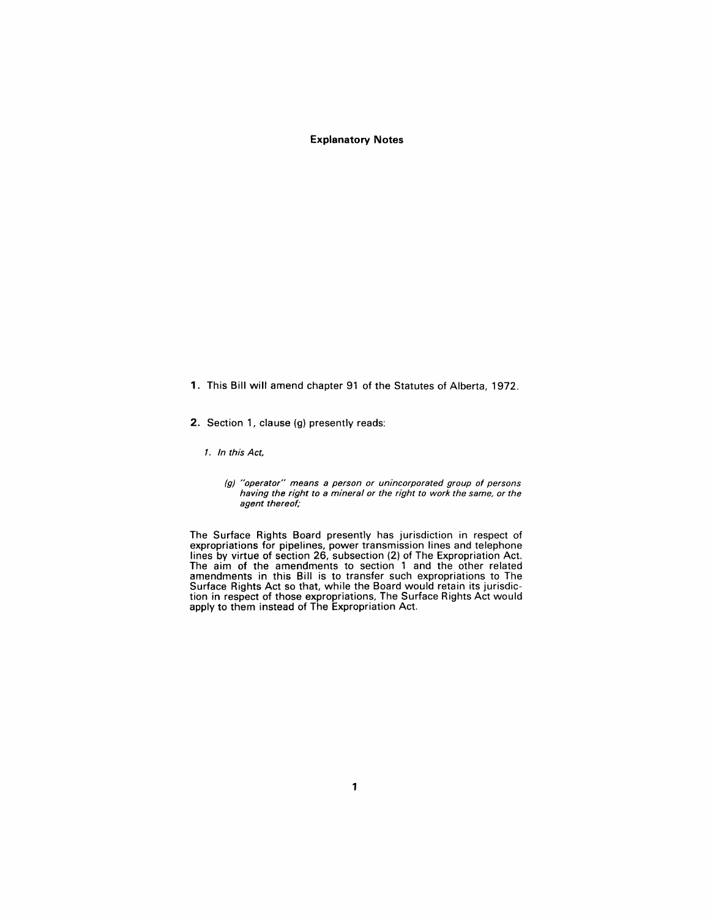## Explanatory Notes

**1.** This Bill will amend chapter 91 of the Statutes of Alberta, 1972.

**2.** Section 1, clause (g) presently reads:

> *1. In this Act,*
>
> *(g) "operator" means a person or unincorporated group of persons having the right to a mineral or the right to work the same, or the agent thereof;*

The Surface Rights Board presently has jurisdiction in respect of expropriations for pipelines, power transmission lines and telephone lines by virtue of section 26, subsection (2) of The Expropriation Act. The aim of the amendments to section 1 and the other related amendments in this Bill is to transfer such expropriations to The Surface Rights Act so that, while the Board would retain its jurisdiction in respect of those expropriations, The Surface Rights Act would apply to them instead of The Expropriation Act.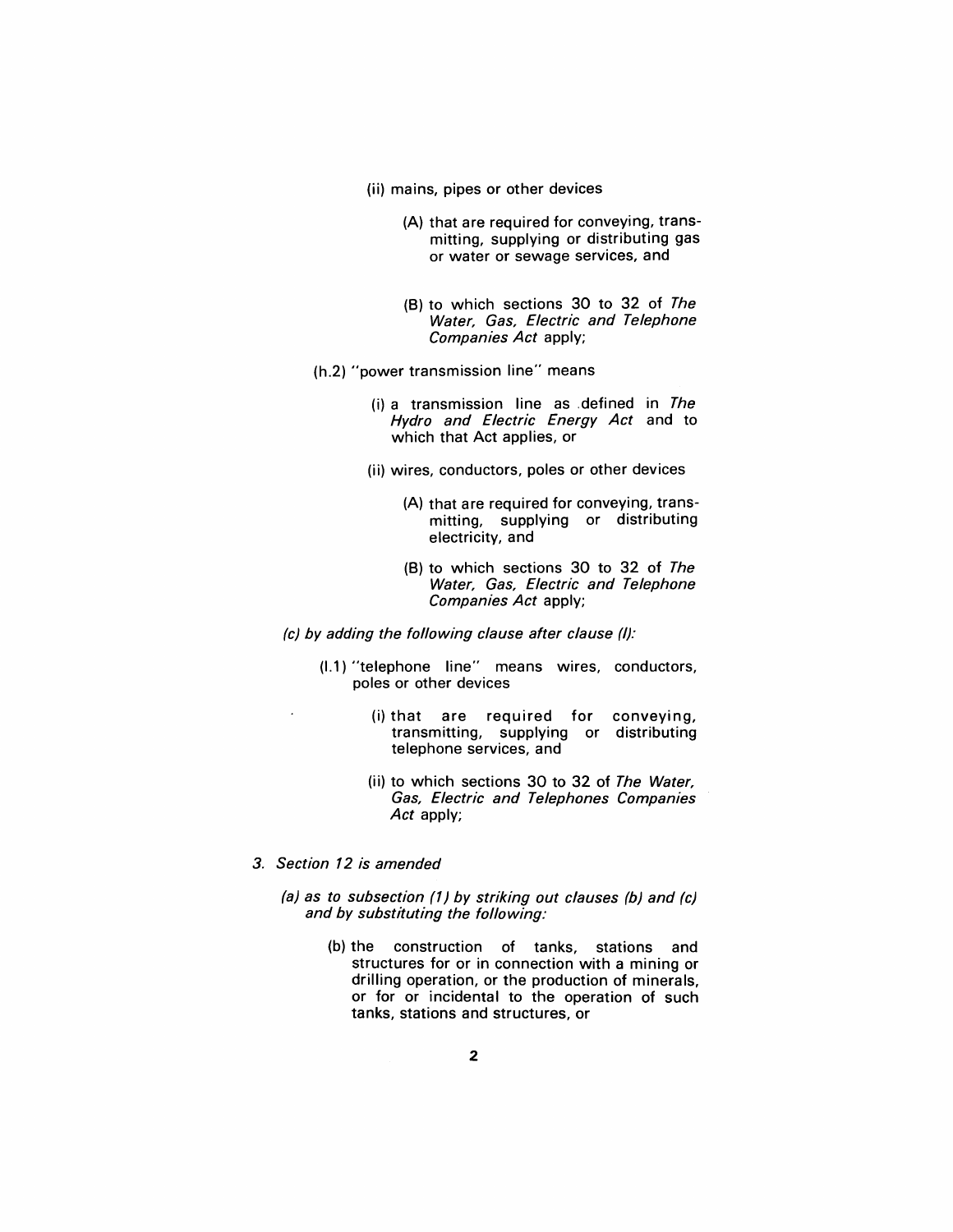(ii) mains, pipes or other devices

(A) that are required for conveying, transmitting, supplying or distributing gas or water or sewage services, and

(B) to which sections 30 to 32 of *The Water, Gas, Electric and Telephone Companies Act* apply;

(h.2) "power transmission line" means

(i) a transmission line as defined in *The Hydro and Electric Energy Act* and to which that Act applies, or

(ii) wires, conductors, poles or other devices

(A) that are required for conveying, transmitting, supplying or distributing electricity, and

(B) to which sections 30 to 32 of *The Water, Gas, Electric and Telephone Companies Act* apply;

*(c) by adding the following clause after clause (l):*

(l.1) "telephone line" means wires, conductors, poles or other devices

(i) that are required for conveying, transmitting, supplying or distributing telephone services, and

(ii) to which sections 30 to 32 of *The Water, Gas, Electric and Telephones Companies Act* apply;

*3. Section 12 is amended*

*(a) as to subsection (1) by striking out clauses (b) and (c) and by substituting the following:*

(b) the construction of tanks, stations and structures for or in connection with a mining or drilling operation, or the production of minerals, or for or incidental to the operation of such tanks, stations and structures, or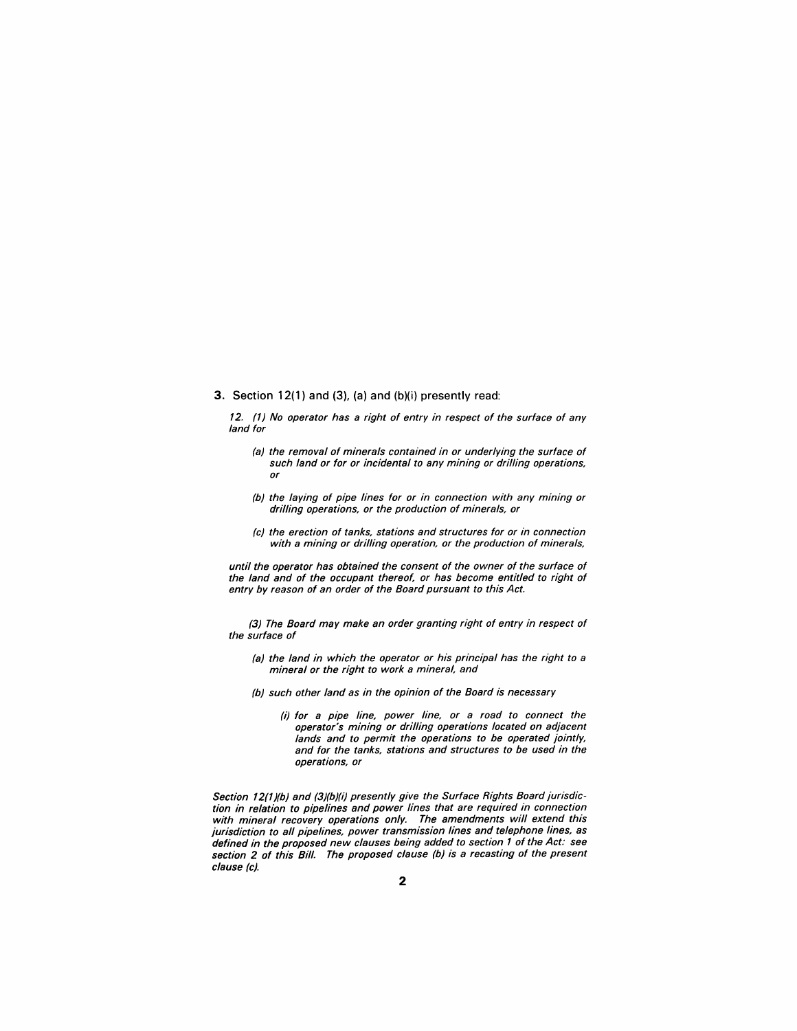**3.** Section 12(1) and (3), (a) and (b)(i) presently read:

*12. (1) No operator has a right of entry in respect of the surface of any land for*

*(a) the removal of minerals contained in or underlying the surface of such land or for or incidental to any mining or drilling operations, or*

*(b) the laying of pipe lines for or in connection with any mining or drilling operations, or the production of minerals, or*

*(c) the erection of tanks, stations and structures for or in connection with a mining or drilling operation, or the production of minerals,*

*until the operator has obtained the consent of the owner of the surface of the land and of the occupant thereof, or has become entitled to right of entry by reason of an order of the Board pursuant to this Act.*

*(3) The Board may make an order granting right of entry in respect of the surface of*

*(a) the land in which the operator or his principal has the right to a mineral or the right to work a mineral, and*

*(b) such other land as in the opinion of the Board is necessary*

*(i) for a pipe line, power line, or a road to connect the operator's mining or drilling operations located on adjacent lands and to permit the operations to be operated jointly, and for the tanks, stations and structures to be used in the operations, or*

*Section 12(1)(b) and (3)(b)(i) presently give the Surface Rights Board jurisdiction in relation to pipelines and power lines that are required in connection with mineral recovery operations only. The amendments will extend this jurisdiction to all pipelines, power transmission lines and telephone lines, as defined in the proposed new clauses being added to section 1 of the Act: see section 2 of this Bill. The proposed clause (b) is a recasting of the present clause (c).*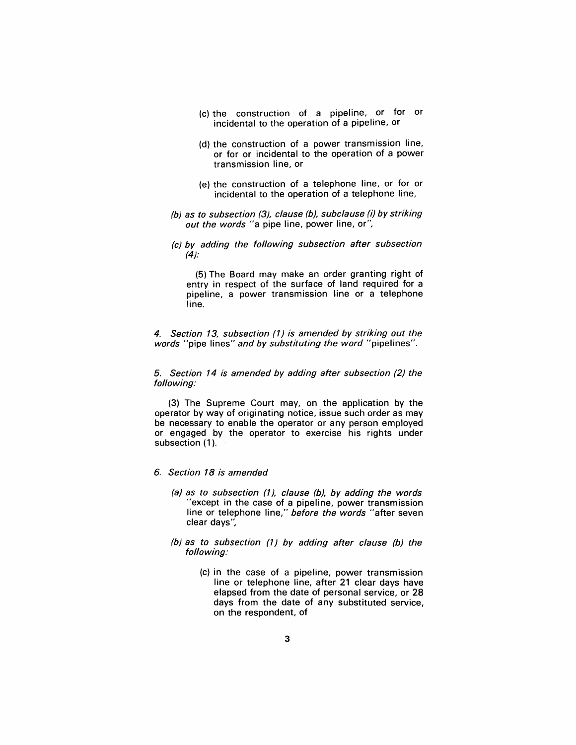(c) the construction of a pipeline, or for or incidental to the operation of a pipeline, or

(d) the construction of a power transmission line, or for or incidental to the operation of a power transmission line, or

(e) the construction of a telephone line, or for or incidental to the operation of a telephone line,

*(b) as to subsection (3), clause (b), subclause (i) by striking out the words* "a pipe line, power line, or",

*(c) by adding the following subsection after subsection (4):*

(5) The Board may make an order granting right of entry in respect of the surface of land required for a pipeline, a power transmission line or a telephone line.

*4. Section 13, subsection (1) is amended by striking out the words* "pipe lines" *and by substituting the word* "pipelines".

*5. Section 14 is amended by adding after subsection (2) the following:*

(3) The Supreme Court may, on the application by the operator by way of originating notice, issue such order as may be necessary to enable the operator or any person employed or engaged by the operator to exercise his rights under subsection (1).

*6. Section 18 is amended*

*(a) as to subsection (1), clause (b), by adding the words* "except in the case of a pipeline, power transmission line or telephone line," *before the words* "after seven clear days",

*(b) as to subsection (1) by adding after clause (b) the following:*

(c) in the case of a pipeline, power transmission line or telephone line, after 21 clear days have elapsed from the date of personal service, or 28 days from the date of any substituted service, on the respondent, of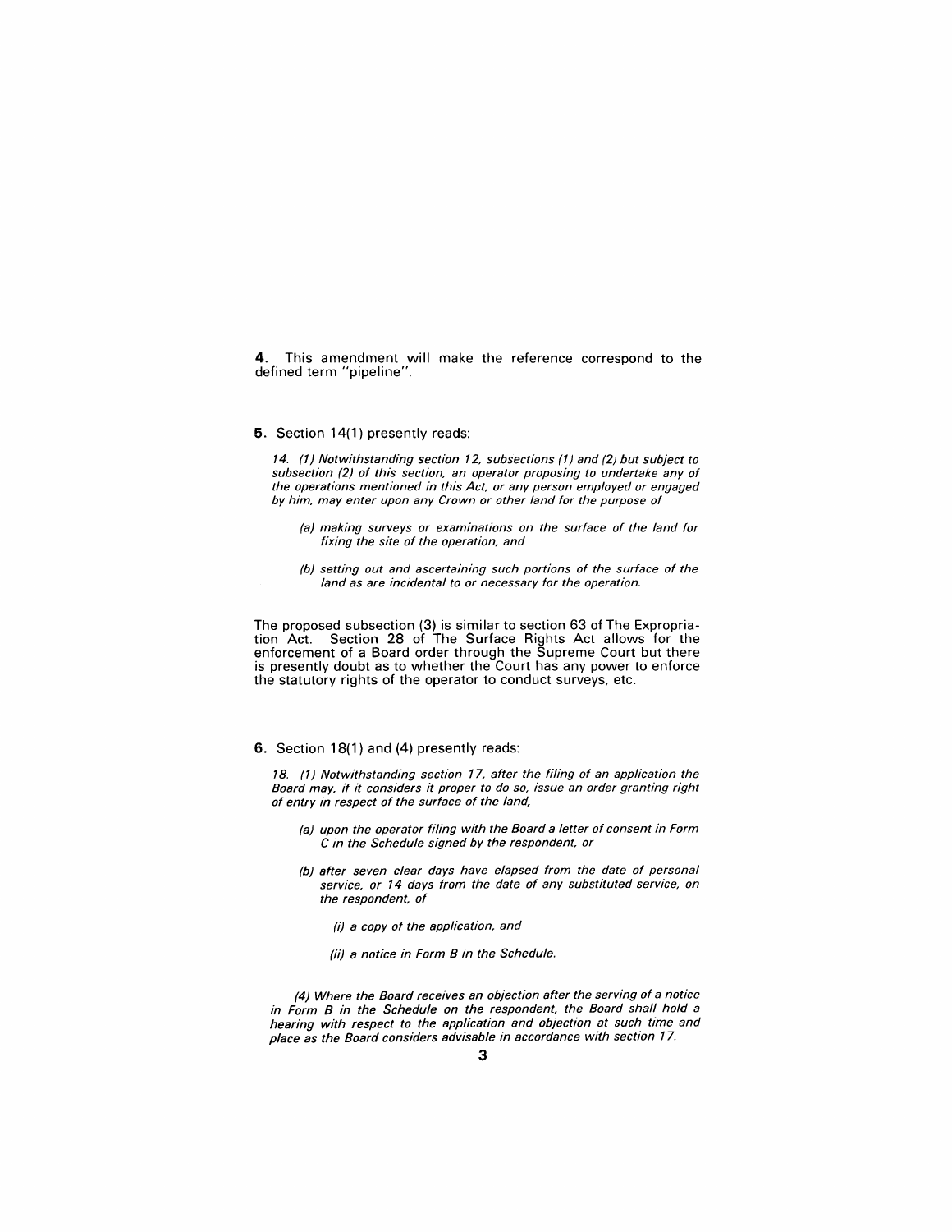**4.** This amendment will make the reference correspond to the defined term "pipeline".

**5.** Section 14(1) presently reads:

*14. (1) Notwithstanding section 12, subsections (1) and (2) but subject to subsection (2) of this section, an operator proposing to undertake any of the operations mentioned in this Act, or any person employed or engaged by him, may enter upon any Crown or other land for the purpose of*

> *(a) making surveys or examinations on the surface of the land for fixing the site of the operation, and*
>
> *(b) setting out and ascertaining such portions of the surface of the land as are incidental to or necessary for the operation.*

The proposed subsection (3) is similar to section 63 of The Expropriation Act. Section 28 of The Surface Rights Act allows for the enforcement of a Board order through the Supreme Court but there is presently doubt as to whether the Court has any power to enforce the statutory rights of the operator to conduct surveys, etc.

**6.** Section 18(1) and (4) presently reads:

*18. (1) Notwithstanding section 17, after the filing of an application the Board may, if it considers it proper to do so, issue an order granting right of entry in respect of the surface of the land,*

> *(a) upon the operator filing with the Board a letter of consent in Form C in the Schedule signed by the respondent, or*
>
> *(b) after seven clear days have elapsed from the date of personal service, or 14 days from the date of any substituted service, on the respondent, of*
>
> > *(i) a copy of the application, and*
> >
> > *(ii) a notice in Form B in the Schedule.*

*(4) Where the Board receives an objection after the serving of a notice in Form B in the Schedule on the respondent, the Board shall hold a hearing with respect to the application and objection at such time and place as the Board considers advisable in accordance with section 17.*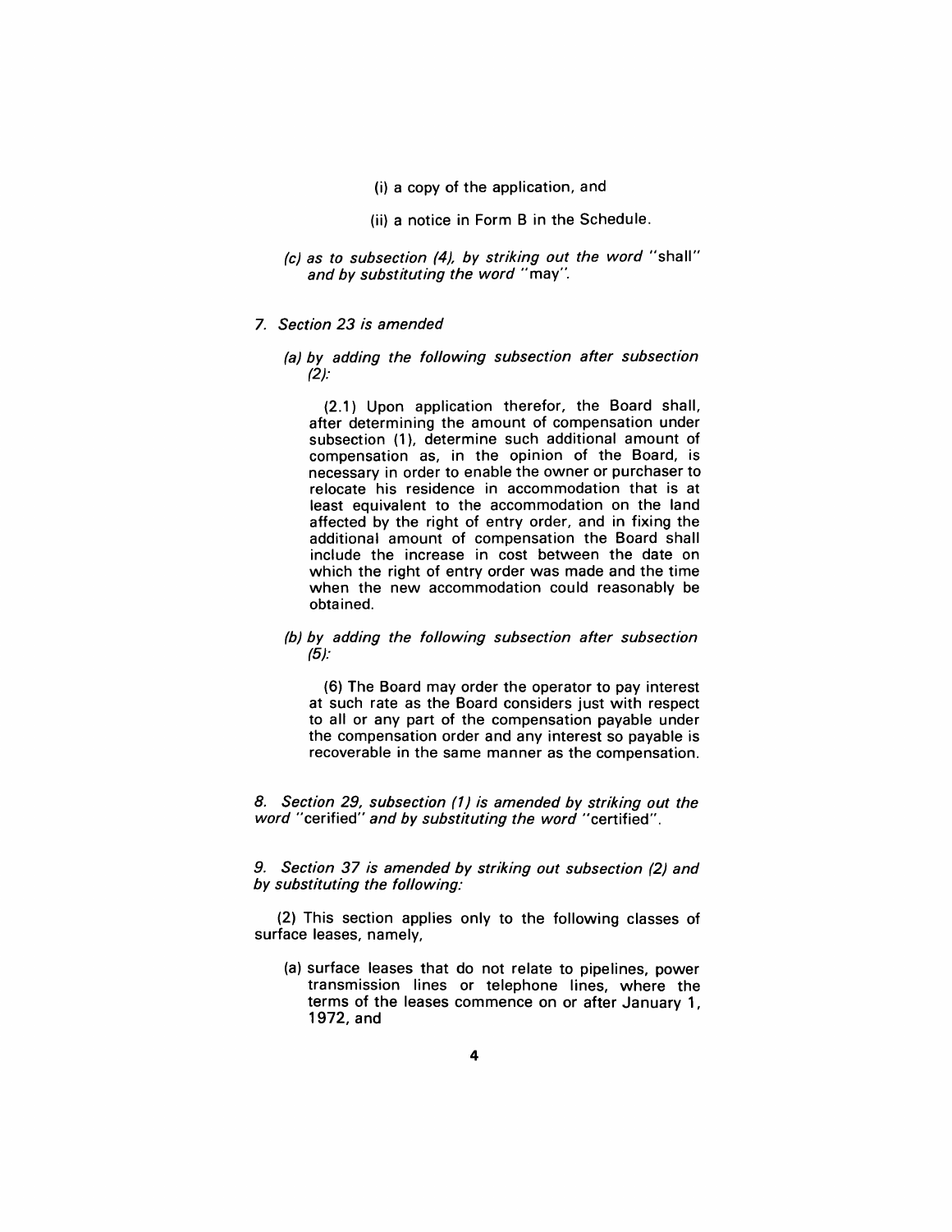(i) a copy of the application, and

(ii) a notice in Form B in the Schedule.

*(c) as to subsection (4), by striking out the word* "shall" *and by substituting the word* "may".

*7. Section 23 is amended*

*(a) by adding the following subsection after subsection (2):*

(2.1) Upon application therefor, the Board shall, after determining the amount of compensation under subsection (1), determine such additional amount of compensation as, in the opinion of the Board, is necessary in order to enable the owner or purchaser to relocate his residence in accommodation that is at least equivalent to the accommodation on the land affected by the right of entry order, and in fixing the additional amount of compensation the Board shall include the increase in cost between the date on which the right of entry order was made and the time when the new accommodation could reasonably be obtained.

*(b) by adding the following subsection after subsection (5):*

(6) The Board may order the operator to pay interest at such rate as the Board considers just with respect to all or any part of the compensation payable under the compensation order and any interest so payable is recoverable in the same manner as the compensation.

*8. Section 29, subsection (1) is amended by striking out the word* "cerified" *and by substituting the word* "certified".

*9. Section 37 is amended by striking out subsection (2) and by substituting the following:*

(2) This section applies only to the following classes of surface leases, namely,

(a) surface leases that do not relate to pipelines, power transmission lines or telephone lines, where the terms of the leases commence on or after January 1, 1972, and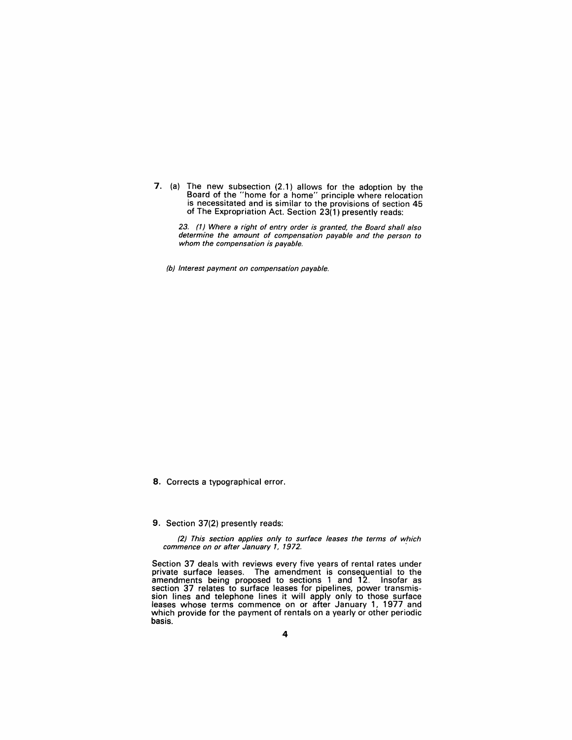**7.** (a) The new subsection (2.1) allows for the adoption by the Board of the "home for a home" principle where relocation is necessitated and is similar to the provisions of section 45 of The Expropriation Act. Section 23(1) presently reads:

*23. (1) Where a right of entry order is granted, the Board shall also determine the amount of compensation payable and the person to whom the compensation is payable.*

*(b) Interest payment on compensation payable.*

**8.** Corrects a typographical error.

**9.** Section 37(2) presently reads:

*(2) This section applies only to surface leases the terms of which commence on or after January 1, 1972.*

Section 37 deals with reviews every five years of rental rates under private surface leases. The amendment is consequential to the amendments being proposed to sections 1 and 12. Insofar as section 37 relates to surface leases for pipelines, power transmission lines and telephone lines it will apply only to those surface leases whose terms commence on or after January 1, 1977 and which provide for the payment of rentals on a yearly or other periodic basis.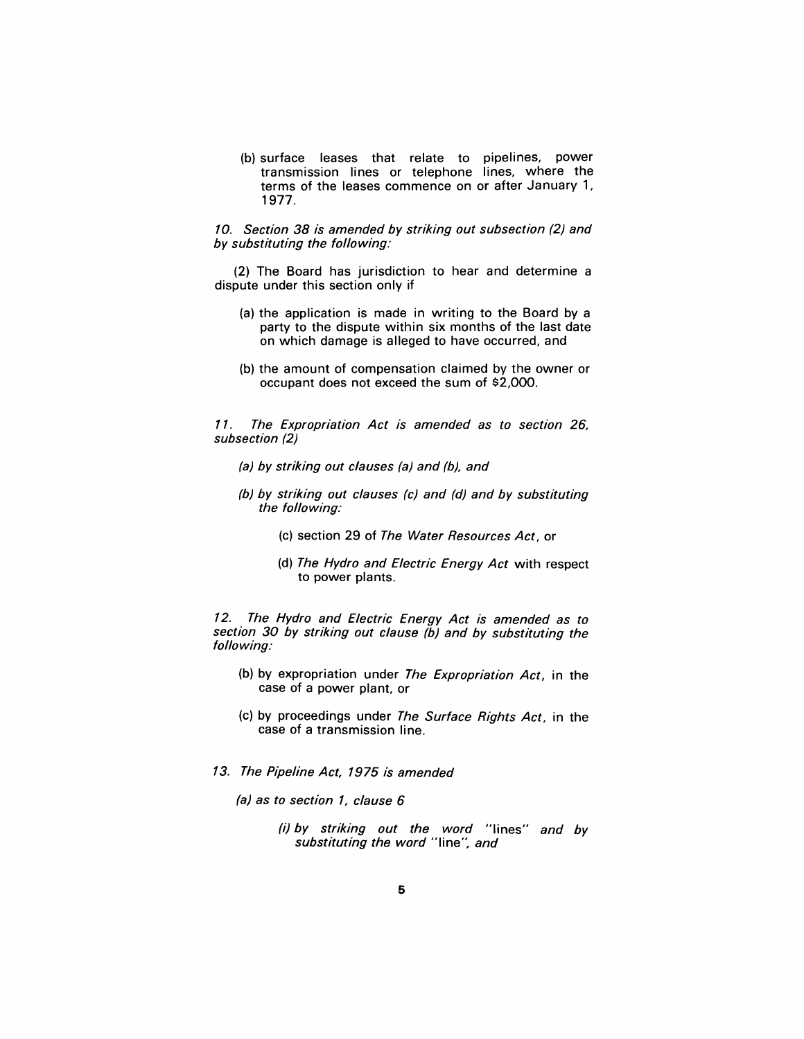(b) surface leases that relate to pipelines, power transmission lines or telephone lines, where the terms of the leases commence on or after January 1, 1977.

*10. Section 38 is amended by striking out subsection (2) and by substituting the following:*

(2) The Board has jurisdiction to hear and determine a dispute under this section only if

(a) the application is made in writing to the Board by a party to the dispute within six months of the last date on which damage is alleged to have occurred, and

(b) the amount of compensation claimed by the owner or occupant does not exceed the sum of $2,000.

*11. The Expropriation Act is amended as to section 26, subsection (2)*

*(a) by striking out clauses (a) and (b), and*

*(b) by striking out clauses (c) and (d) and by substituting the following:*

(c) section 29 of *The Water Resources Act*, or

(d) *The Hydro and Electric Energy Act* with respect to power plants.

*12. The Hydro and Electric Energy Act is amended as to section 30 by striking out clause (b) and by substituting the following:*

(b) by expropriation under *The Expropriation Act*, in the case of a power plant, or

(c) by proceedings under *The Surface Rights Act*, in the case of a transmission line.

*13. The Pipeline Act, 1975 is amended*

*(a) as to section 1, clause 6*

*(i) by striking out the word* "lines" *and by substituting the word* "line", *and*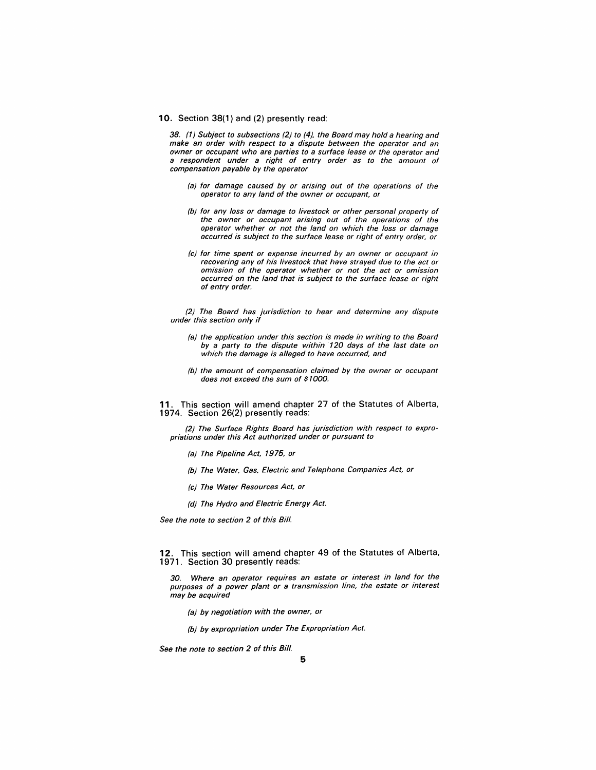**10.** Section 38(1) and (2) presently read:

*38. (1) Subject to subsections (2) to (4), the Board may hold a hearing and make an order with respect to a dispute between the operator and an owner or occupant who are parties to a surface lease or the operator and a respondent under a right of entry order as to the amount of compensation payable by the operator*

*(a) for damage caused by or arising out of the operations of the operator to any land of the owner or occupant, or*

*(b) for any loss or damage to livestock or other personal property of the owner or occupant arising out of the operations of the operator whether or not the land on which the loss or damage occurred is subject to the surface lease or right of entry order, or*

*(c) for time spent or expense incurred by an owner or occupant in recovering any of his livestock that have strayed due to the act or omission of the operator whether or not the act or omission occurred on the land that is subject to the surface lease or right of entry order.*

*(2) The Board has jurisdiction to hear and determine any dispute under this section only if*

*(a) the application under this section is made in writing to the Board by a party to the dispute within 120 days of the last date on which the damage is alleged to have occurred, and*

*(b) the amount of compensation claimed by the owner or occupant does not exceed the sum of $1000.*

**11.** This section will amend chapter 27 of the Statutes of Alberta, 1974. Section 26(2) presently reads:

*(2) The Surface Rights Board has jurisdiction with respect to expropriations under this Act authorized under or pursuant to*

*(a) The Pipeline Act, 1975, or*

*(b) The Water, Gas, Electric and Telephone Companies Act, or*

*(c) The Water Resources Act, or*

*(d) The Hydro and Electric Energy Act.*

*See the note to section 2 of this Bill.*

**12.** This section will amend chapter 49 of the Statutes of Alberta, 1971. Section 30 presently reads:

*30. Where an operator requires an estate or interest in land for the purposes of a power plant or a transmission line, the estate or interest may be acquired*

*(a) by negotiation with the owner, or*

*(b) by expropriation under The Expropriation Act.*

*See the note to section 2 of this Bill.*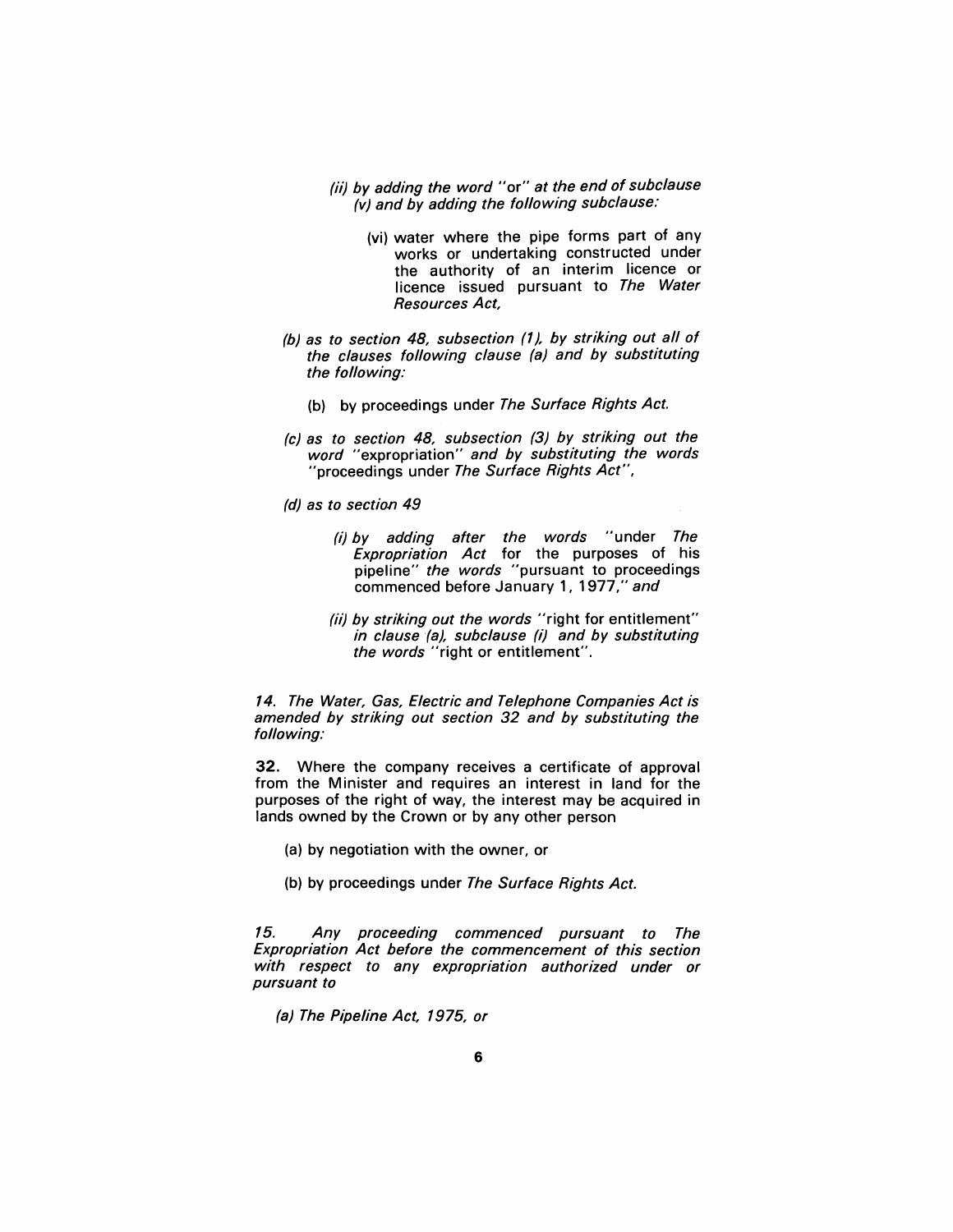*(ii) by adding the word* "or" *at the end of subclause (v) and by adding the following subclause:*

(vi) water where the pipe forms part of any works or undertaking constructed under the authority of an interim licence or licence issued pursuant to *The Water Resources Act,*

*(b) as to section 48, subsection (1), by striking out all of the clauses following clause (a) and by substituting the following:*

(b) by proceedings under *The Surface Rights Act.*

*(c) as to section 48, subsection (3) by striking out the word* "expropriation" *and by substituting the words* "proceedings under *The Surface Rights Act*",

*(d) as to section 49*

*(i) by adding after the words* "under *The Expropriation Act* for the purposes of his pipeline" *the words* "pursuant to proceedings commenced before January 1, 1977," *and*

*(ii) by striking out the words* "right for entitlement" *in clause (a), subclause (i) and by substituting the words* "right or entitlement".

*14. The Water, Gas, Electric and Telephone Companies Act is amended by striking out section 32 and by substituting the following:*

**32.** Where the company receives a certificate of approval from the Minister and requires an interest in land for the purposes of the right of way, the interest may be acquired in lands owned by the Crown or by any other person

(a) by negotiation with the owner, or

(b) by proceedings under *The Surface Rights Act.*

*15. Any proceeding commenced pursuant to The Expropriation Act before the commencement of this section with respect to any expropriation authorized under or pursuant to*

*(a) The Pipeline Act, 1975, or*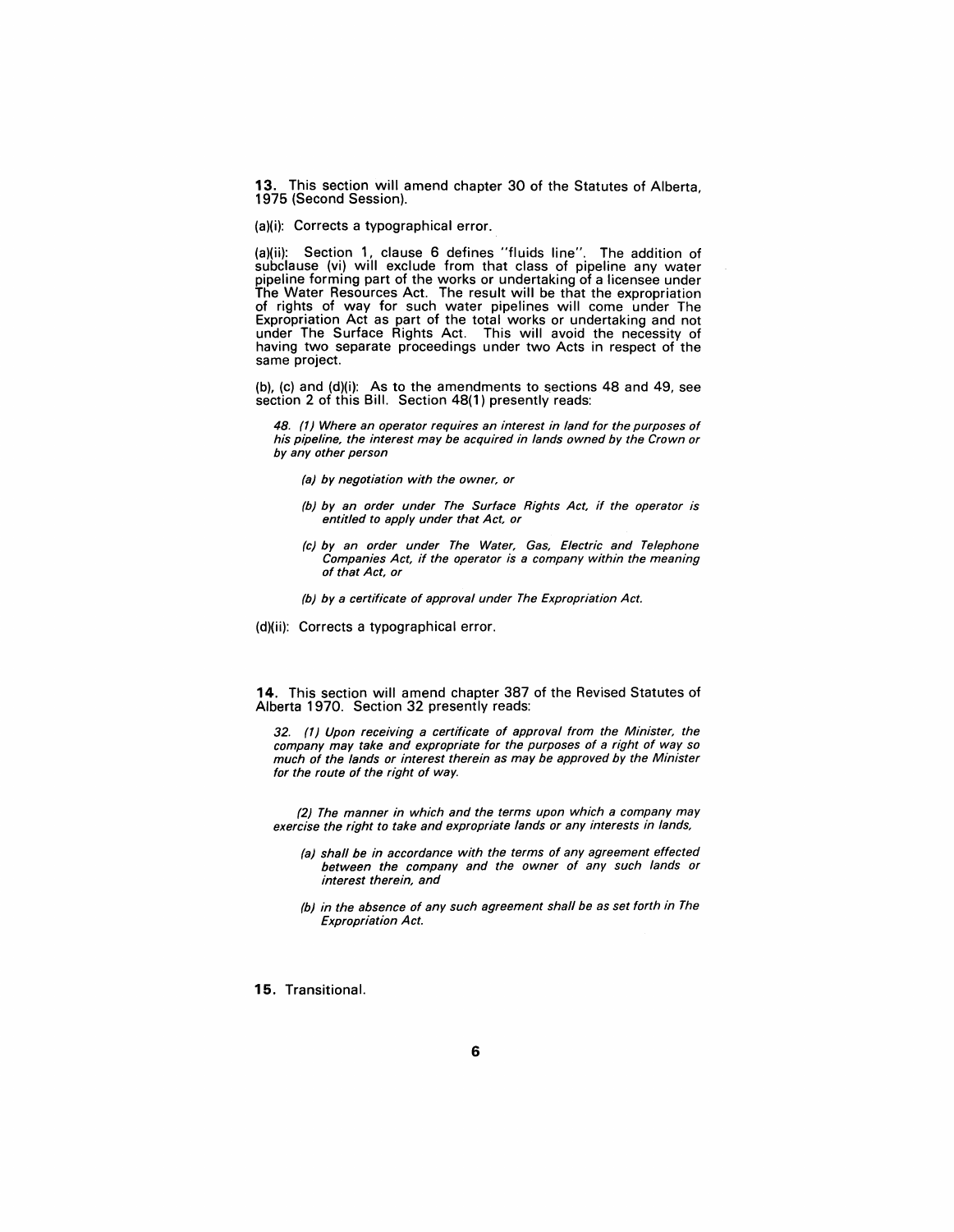**13.** This section will amend chapter 30 of the Statutes of Alberta, 1975 (Second Session).

(a)(i): Corrects a typographical error.

(a)(ii): Section 1, clause 6 defines "fluids line". The addition of subclause (vi) will exclude from that class of pipeline any water pipeline forming part of the works or undertaking of a licensee under The Water Resources Act. The result will be that the expropriation of rights of way for such water pipelines will come under The Expropriation Act as part of the total works or undertaking and not under The Surface Rights Act. This will avoid the necessity of having two separate proceedings under two Acts in respect of the same project.

(b), (c) and (d)(i): As to the amendments to sections 48 and 49, see section 2 of this Bill. Section 48(1) presently reads:

> *48. (1) Where an operator requires an interest in land for the purposes of his pipeline, the interest may be acquired in lands owned by the Crown or by any other person*
>
> *(a) by negotiation with the owner, or*
>
> *(b) by an order under The Surface Rights Act, if the operator is entitled to apply under that Act, or*
>
> *(c) by an order under The Water, Gas, Electric and Telephone Companies Act, if the operator is a company within the meaning of that Act, or*
>
> *(b) by a certificate of approval under The Expropriation Act.*

(d)(ii): Corrects a typographical error.

**14.** This section will amend chapter 387 of the Revised Statutes of Alberta 1970. Section 32 presently reads:

> *32. (1) Upon receiving a certificate of approval from the Minister, the company may take and expropriate for the purposes of a right of way so much of the lands or interest therein as may be approved by the Minister for the route of the right of way.*
>
> *(2) The manner in which and the terms upon which a company may exercise the right to take and expropriate lands or any interests in lands,*
>
> *(a) shall be in accordance with the terms of any agreement effected between the company and the owner of any such lands or interest therein, and*
>
> *(b) in the absence of any such agreement shall be as set forth in The Expropriation Act.*

**15.** Transitional.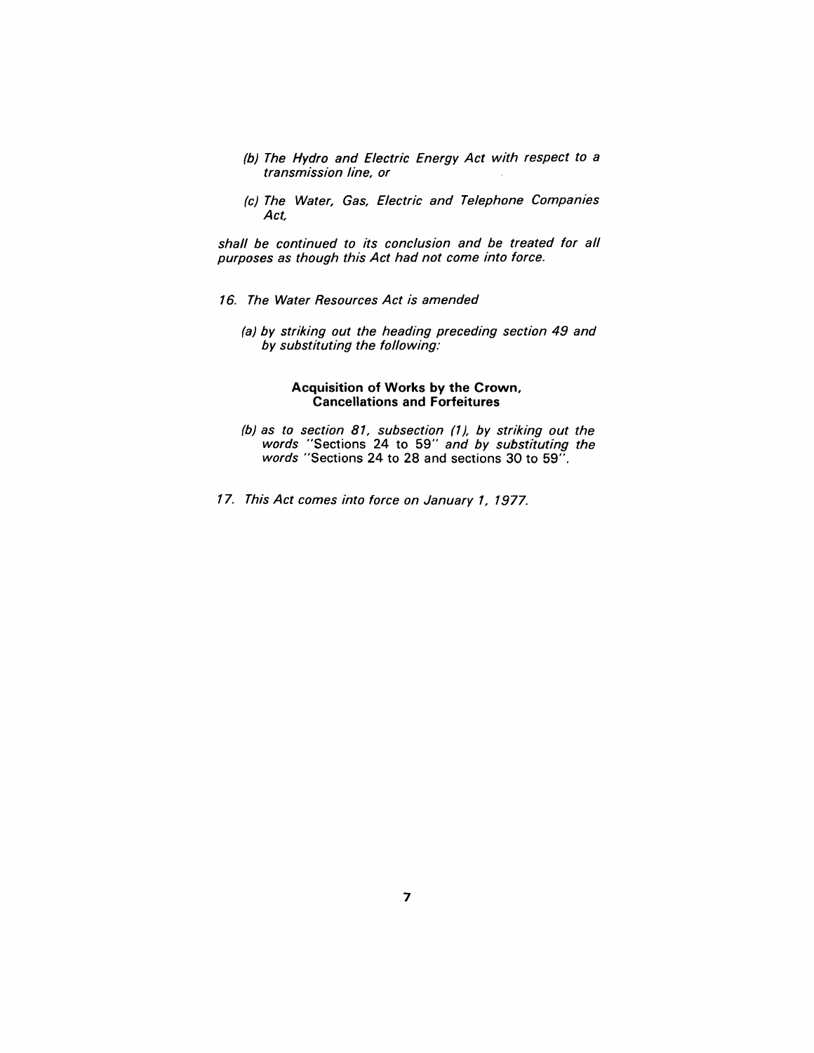*(b) The Hydro and Electric Energy Act with respect to a transmission line, or*

*(c) The Water, Gas, Electric and Telephone Companies Act,*

*shall be continued to its conclusion and be treated for all purposes as though this Act had not come into force.*

*16. The Water Resources Act is amended*

*(a) by striking out the heading preceding section 49 and by substituting the following:*

**Acquisition of Works by the Crown, Cancellations and Forfeitures**

*(b) as to section 81, subsection (1), by striking out the words* "Sections 24 to 59" *and by substituting the words* "Sections 24 to 28 and sections 30 to 59".

*17. This Act comes into force on January 1, 1977.*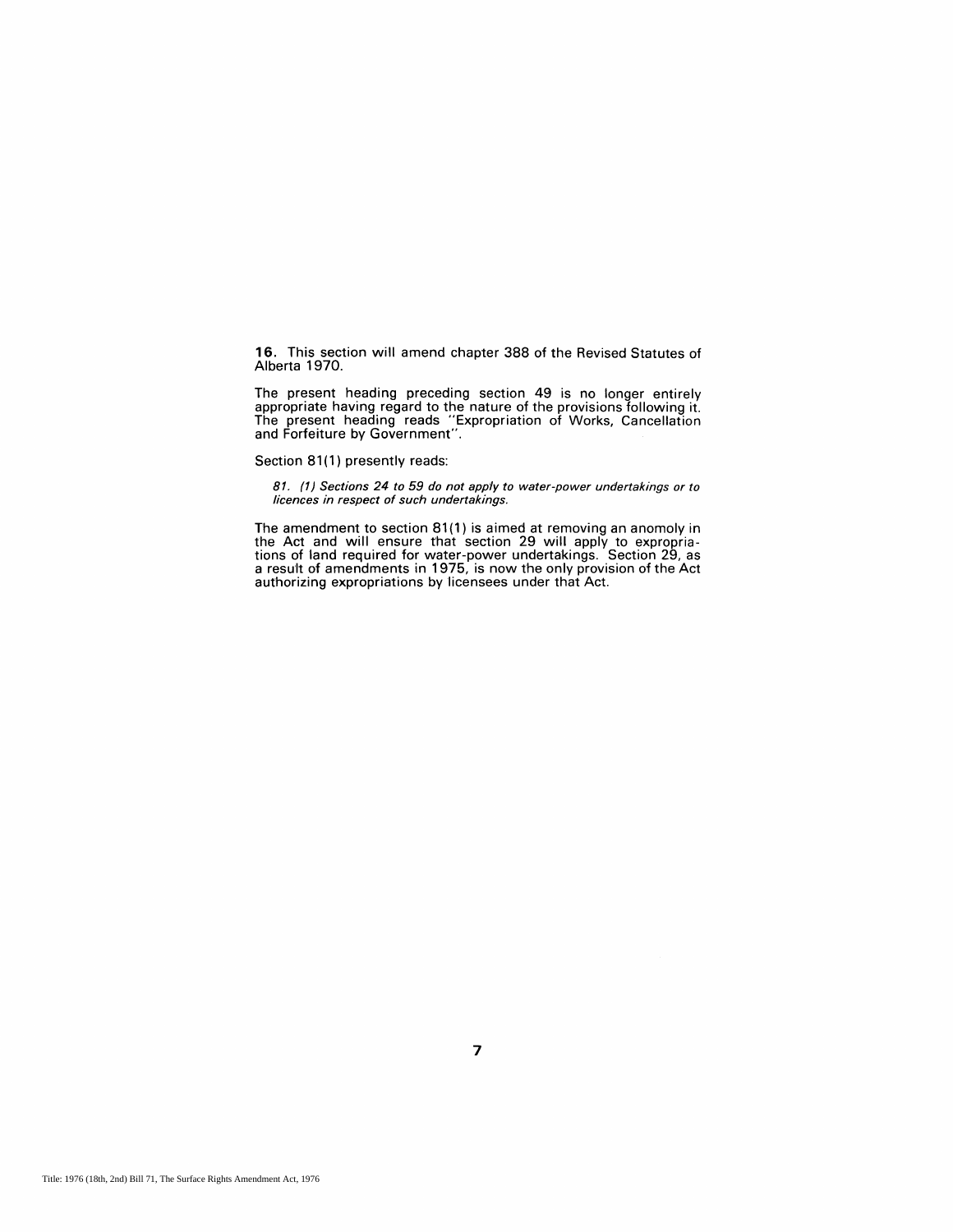**16.** This section will amend chapter 388 of the Revised Statutes of Alberta 1970.

The present heading preceding section 49 is no longer entirely appropriate having regard to the nature of the provisions following it. The present heading reads "Expropriation of Works, Cancellation and Forfeiture by Government".

Section 81(1) presently reads:

> *81. (1) Sections 24 to 59 do not apply to water-power undertakings or to licences in respect of such undertakings.*

The amendment to section 81(1) is aimed at removing an anomoly in the Act and will ensure that section 29 will apply to expropriations of land required for water-power undertakings. Section 29, as a result of amendments in 1975, is now the only provision of the Act authorizing expropriations by licensees under that Act.